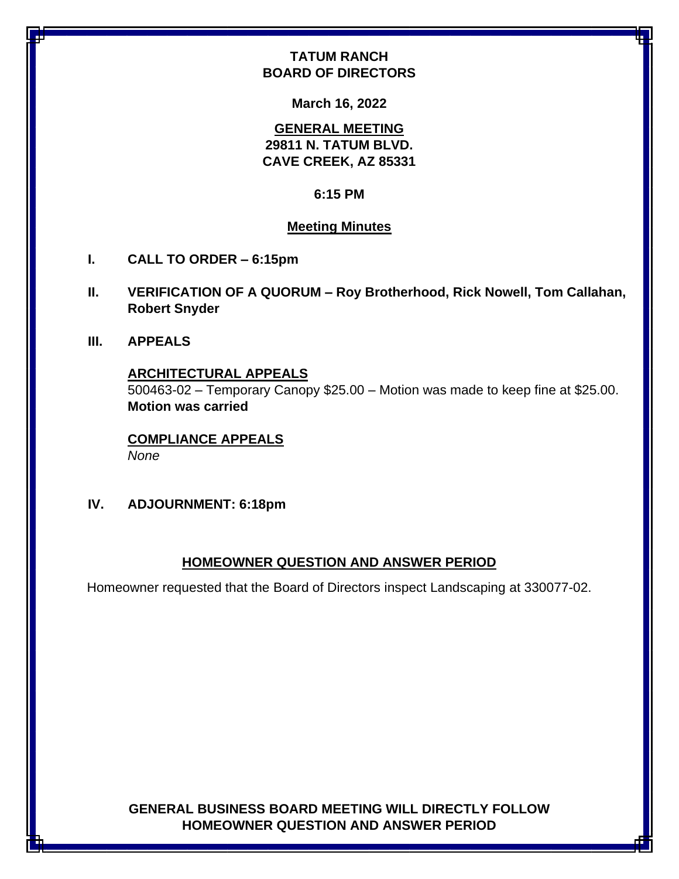**TATUM RANCH**
**BOARD OF DIRECTORS**

**March 16, 2022**

**GENERAL MEETING**
**29811 N. TATUM BLVD.**
**CAVE CREEK, AZ 85331**

**6:15 PM**

**Meeting Minutes**

**I. CALL TO ORDER – 6:15pm**

**II. VERIFICATION OF A QUORUM – Roy Brotherhood, Rick Nowell, Tom Callahan, Robert Snyder**

**III. APPEALS**

**ARCHITECTURAL APPEALS**
500463-02 – Temporary Canopy $25.00 – Motion was made to keep fine at $25.00. **Motion was carried**

**COMPLIANCE APPEALS**
*None*

**IV. ADJOURNMENT: 6:18pm**

**HOMEOWNER QUESTION AND ANSWER PERIOD**

Homeowner requested that the Board of Directors inspect Landscaping at 330077-02.

**GENERAL BUSINESS BOARD MEETING WILL DIRECTLY FOLLOW HOMEOWNER QUESTION AND ANSWER PERIOD**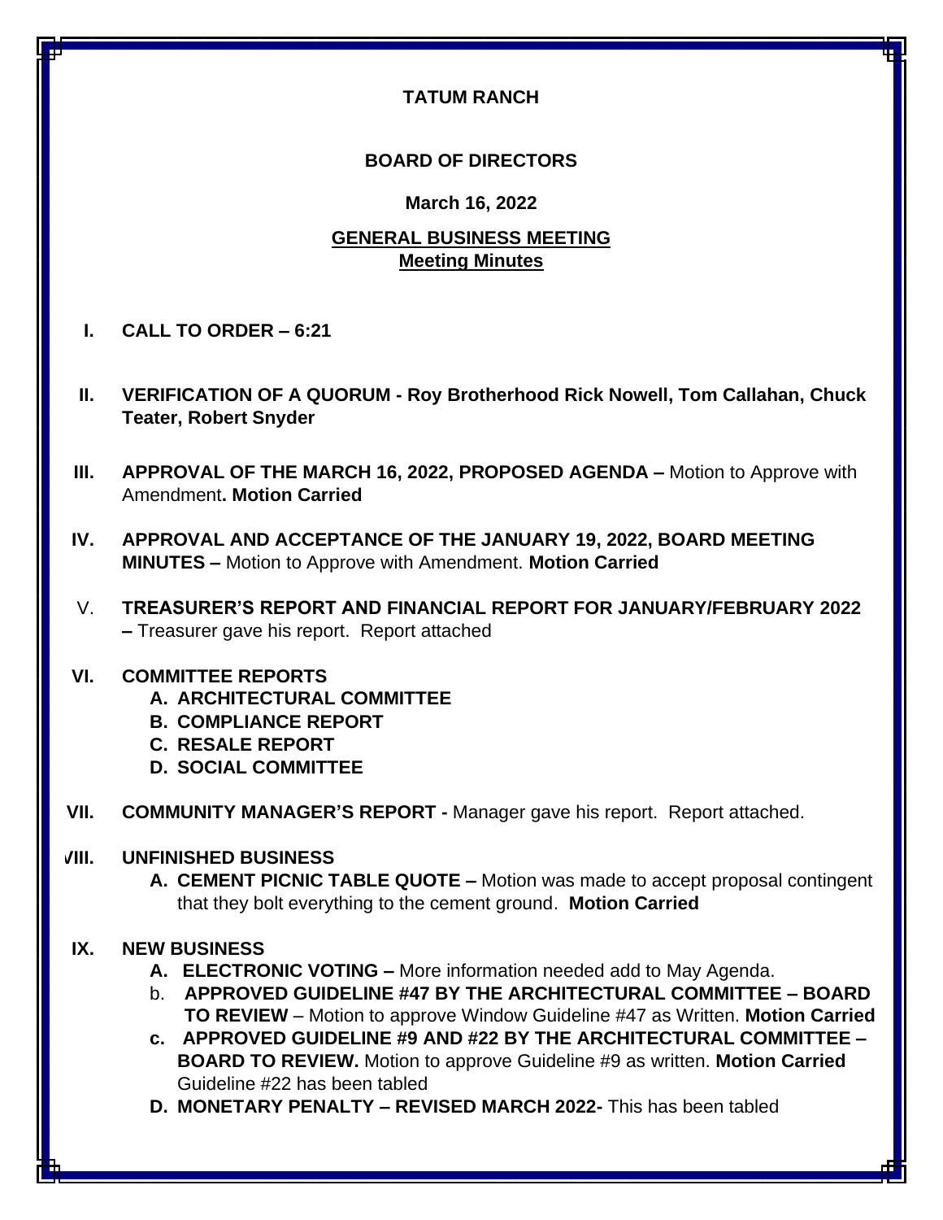**TATUM RANCH**

**BOARD OF DIRECTORS**

**March 16, 2022**

**GENERAL BUSINESS MEETING**
**Meeting Minutes**

I. **CALL TO ORDER – 6:21**

II. **VERIFICATION OF A QUORUM - Roy Brotherhood Rick Nowell, Tom Callahan, Chuck Teater, Robert Snyder**

III. **APPROVAL OF THE MARCH 16, 2022, PROPOSED AGENDA –** Motion to Approve with Amendment**. Motion Carried**

IV. **APPROVAL AND ACCEPTANCE OF THE JANUARY 19, 2022, BOARD MEETING MINUTES –** Motion to Approve with Amendment. **Motion Carried**

V. **TREASURER'S REPORT AND FINANCIAL REPORT FOR JANUARY/FEBRUARY 2022 –** Treasurer gave his report. Report attached

VI. **COMMITTEE REPORTS**
   - **A. ARCHITECTURAL COMMITTEE**
   - **B. COMPLIANCE REPORT**
   - **C. RESALE REPORT**
   - **D. SOCIAL COMMITTEE**

VII. **COMMUNITY MANAGER'S REPORT -** Manager gave his report. Report attached.

VIII. **UNFINISHED BUSINESS**
   - **A. CEMENT PICNIC TABLE QUOTE –** Motion was made to accept proposal contingent that they bolt everything to the cement ground. **Motion Carried**

IX. **NEW BUSINESS**
   - **A. ELECTRONIC VOTING –** More information needed add to May Agenda.
   - b. **APPROVED GUIDELINE #47 BY THE ARCHITECTURAL COMMITTEE – BOARD TO REVIEW** – Motion to approve Window Guideline #47 as Written. **Motion Carried**
   - **c. APPROVED GUIDELINE #9 AND #22 BY THE ARCHITECTURAL COMMITTEE – BOARD TO REVIEW.** Motion to approve Guideline #9 as written. **Motion Carried** Guideline #22 has been tabled
   - **D. MONETARY PENALTY – REVISED MARCH 2022-** This has been tabled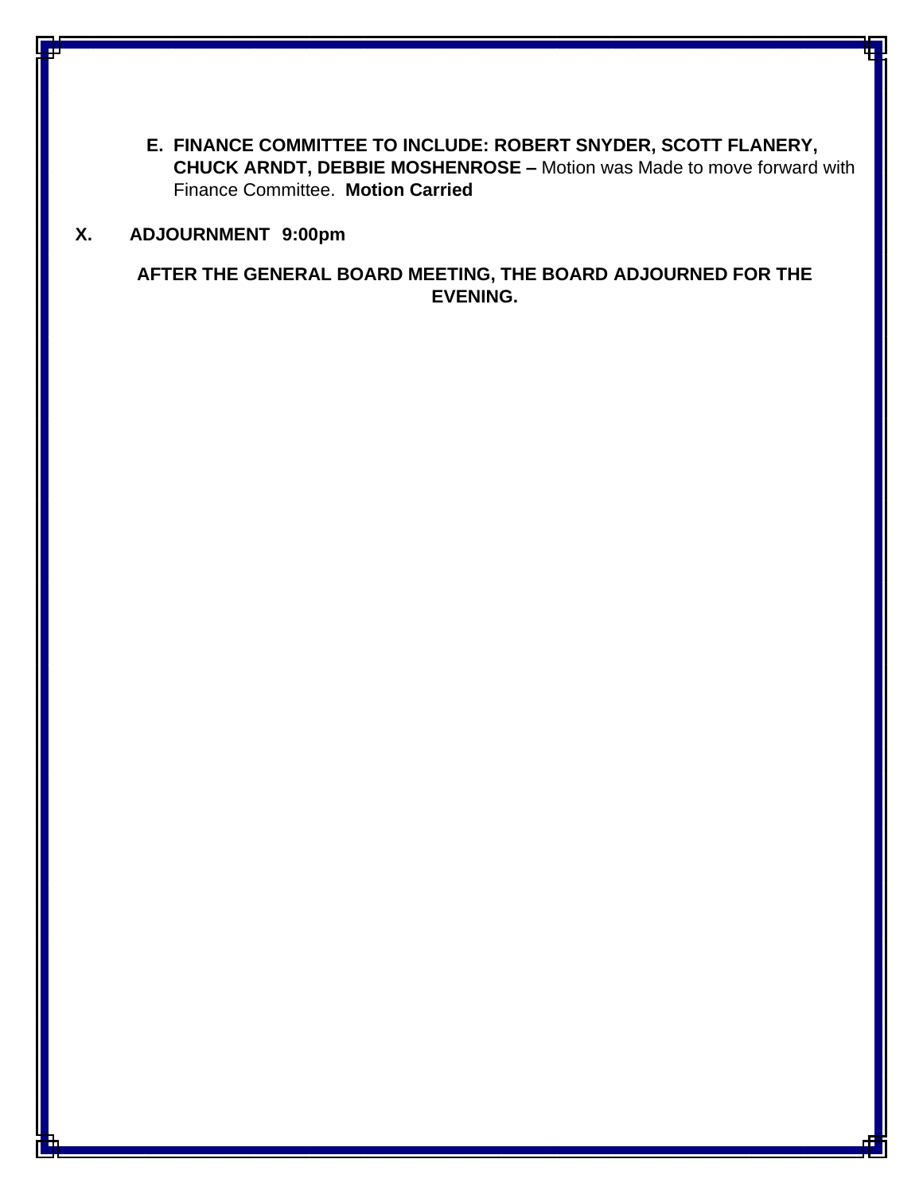E. **FINANCE COMMITTEE TO INCLUDE: ROBERT SNYDER, SCOTT FLANERY, CHUCK ARNDT, DEBBIE MOSHENROSE –** Motion was Made to move forward with Finance Committee. **Motion Carried**

**X. ADJOURNMENT 9:00pm**

**AFTER THE GENERAL BOARD MEETING, THE BOARD ADJOURNED FOR THE EVENING.**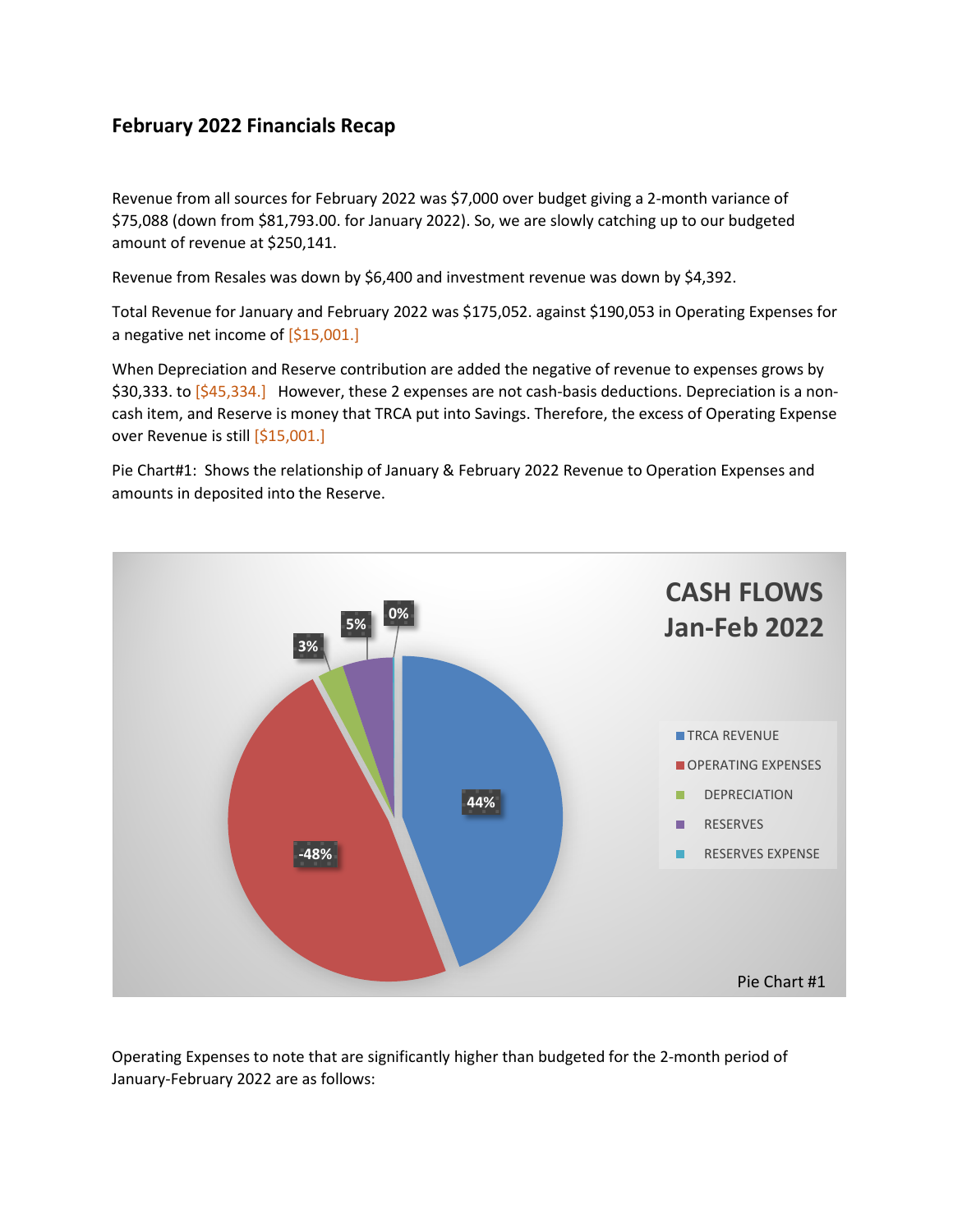## February 2022 Financials Recap

Revenue from all sources for February 2022 was $7,000 over budget giving a 2-month variance of $75,088 (down from $81,793.00. for January 2022). So, we are slowly catching up to our budgeted amount of revenue at $250,141.

Revenue from Resales was down by $6,400 and investment revenue was down by $4,392.

Total Revenue for January and February 2022 was $175,052. against $190,053 in Operating Expenses for a negative net income of [$15,001.]

When Depreciation and Reserve contribution are added the negative of revenue to expenses grows by $30,333. to [$45,334.] However, these 2 expenses are not cash-basis deductions. Depreciation is a non-cash item, and Reserve is money that TRCA put into Savings. Therefore, the excess of Operating Expense over Revenue is still [$15,001.]

Pie Chart#1: Shows the relationship of January & February 2022 Revenue to Operation Expenses and amounts in deposited into the Reserve.

**CASH FLOWS Jan-Feb 2022**

| Category | Share |
|---|---|
| TRCA REVENUE | 44% |
| OPERATING EXPENSES | -48% |
| DEPRECIATION | 3% |
| RESERVES | 5% |
| RESERVES EXPENSE | 0% |

Pie Chart #1

Operating Expenses to note that are significantly higher than budgeted for the 2-month period of January-February 2022 are as follows: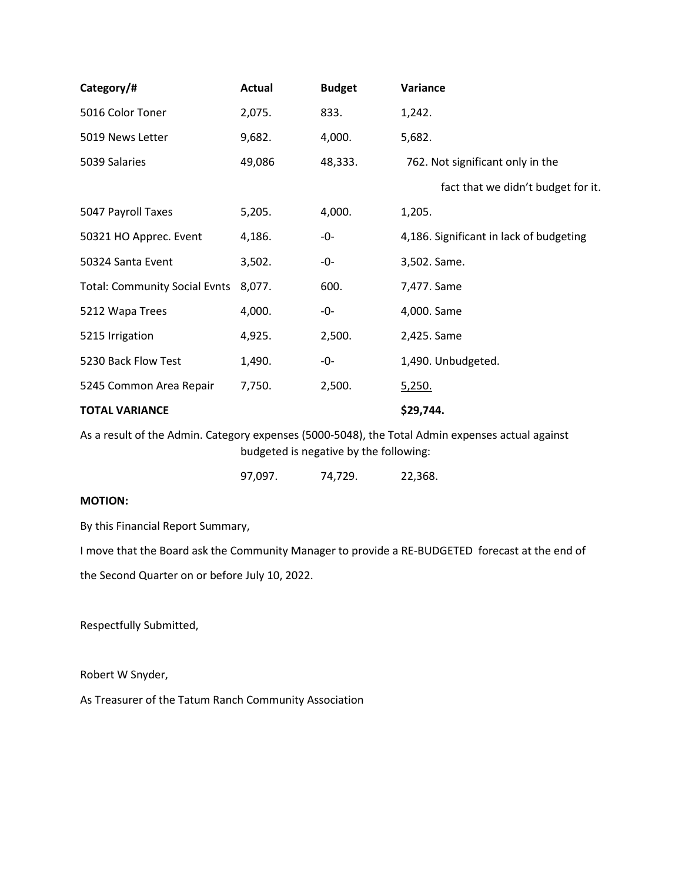| **Category/#** | **Actual** | **Budget** | **Variance** |
|---|---|---|---|
| 5016 Color Toner | 2,075. | 833. | 1,242. |
| 5019 News Letter | 9,682. | 4,000. | 5,682. |
| 5039 Salaries | 49,086 | 48,333. | 762. Not significant only in the fact that we didn't budget for it. |
| 5047 Payroll Taxes | 5,205. | 4,000. | 1,205. |
| 50321 HO Apprec. Event | 4,186. | -0- | 4,186. Significant in lack of budgeting |
| 50324 Santa Event | 3,502. | -0- | 3,502. Same. |
| Total: Community Social Evnts | 8,077. | 600. | 7,477. Same |
| 5212 Wapa Trees | 4,000. | -0- | 4,000. Same |
| 5215 Irrigation | 4,925. | 2,500. | 2,425. Same |
| 5230 Back Flow Test | 1,490. | -0- | 1,490. Unbudgeted. |
| 5245 Common Area Repair | 7,750. | 2,500. | 5,250. |
| **TOTAL VARIANCE** | | | **$29,744.** |

As a result of the Admin. Category expenses (5000-5048), the Total Admin expenses actual against budgeted is negative by the following:

| | | |
|---|---|---|
| 97,097. | 74,729. | 22,368. |

**MOTION:**

By this Financial Report Summary,

I move that the Board ask the Community Manager to provide a RE-BUDGETED forecast at the end of the Second Quarter on or before July 10, 2022.

Respectfully Submitted,

Robert W Snyder,

As Treasurer of the Tatum Ranch Community Association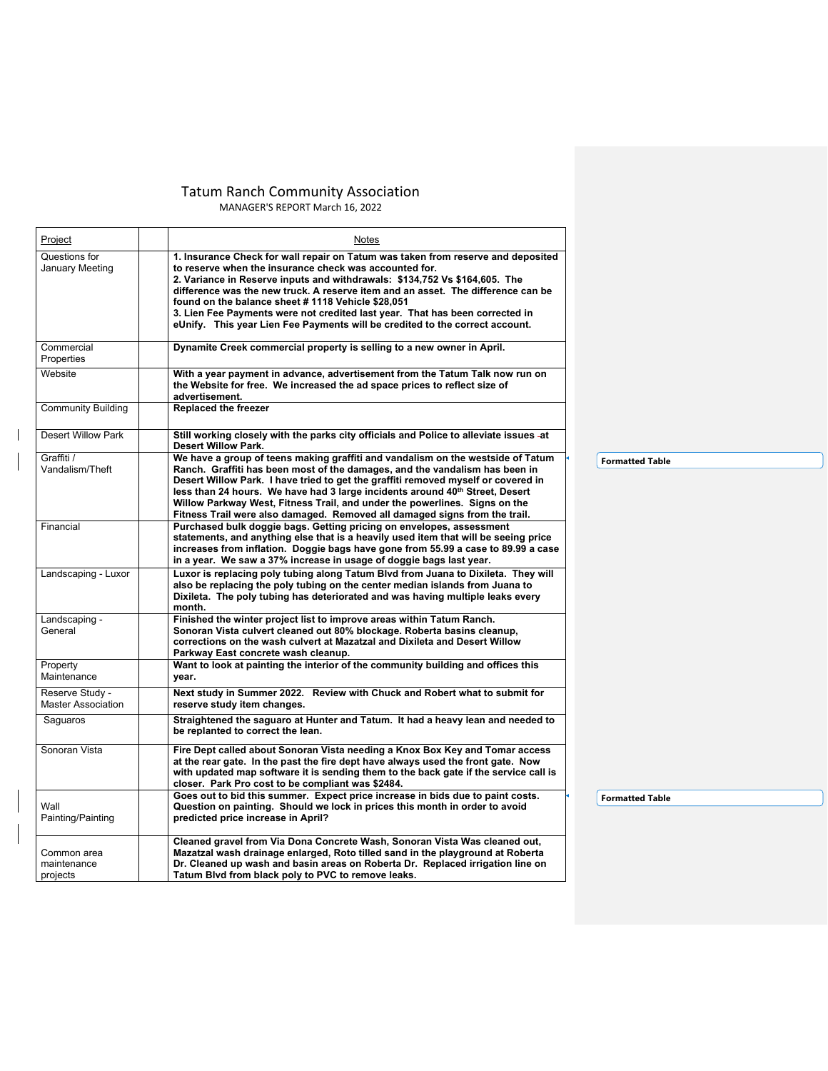# Tatum Ranch Community Association

MANAGER'S REPORT March 16, 2022

| Project | | Notes |
|---|---|---|
| Questions for January Meeting | | **1. Insurance Check for wall repair on Tatum was taken from reserve and deposited to reserve when the insurance check was accounted for.**<br>**2. Variance in Reserve inputs and withdrawals: $134,752 Vs $164,605. The difference was the new truck. A reserve item and an asset. The difference can be found on the balance sheet # 1118 Vehicle $28,051**<br>**3. Lien Fee Payments were not credited last year. That has been corrected in eUnify. This year Lien Fee Payments will be credited to the correct account.** |
| Commercial Properties | | **Dynamite Creek commercial property is selling to a new owner in April.** |
| Website | | **With a year payment in advance, advertisement from the Tatum Talk now run on the Website for free. We increased the ad space prices to reflect size of advertisement.** |
| Community Building | | **Replaced the freezer** |
| Desert Willow Park | | **Still working closely with the parks city officials and Police to alleviate issues at Desert Willow Park.** |
| Graffiti / Vandalism/Theft | | **We have a group of teens making graffiti and vandalism on the westside of Tatum Ranch. Graffiti has been most of the damages, and the vandalism has been in Desert Willow Park. I have tried to get the graffiti removed myself or covered in less than 24 hours. We have had 3 large incidents around 40th Street, Desert Willow Parkway West, Fitness Trail, and under the powerlines. Signs on the Fitness Trail were also damaged. Removed all damaged signs from the trail.** |
| Financial | | **Purchased bulk doggie bags. Getting pricing on envelopes, assessment statements, and anything else that is a heavily used item that will be seeing price increases from inflation. Doggie bags have gone from 55.99 a case to 89.99 a case in a year. We saw a 37% increase in usage of doggie bags last year.** |
| Landscaping - Luxor | | **Luxor is replacing poly tubing along Tatum Blvd from Juana to Dixileta. They will also be replacing the poly tubing on the center median islands from Juana to Dixileta. The poly tubing has deteriorated and was having multiple leaks every month.** |
| Landscaping - General | | **Finished the winter project list to improve areas within Tatum Ranch.**<br>**Sonoran Vista culvert cleaned out 80% blockage. Roberta basins cleanup, corrections on the wash culvert at Mazatzal and Dixileta and Desert Willow Parkway East concrete wash cleanup.** |
| Property Maintenance | | **Want to look at painting the interior of the community building and offices this year.** |
| Reserve Study - Master Association | | **Next study in Summer 2022. Review with Chuck and Robert what to submit for reserve study item changes.** |
| Saguaros | | **Straightened the saguaro at Hunter and Tatum. It had a heavy lean and needed to be replanted to correct the lean.** |
| Sonoran Vista | | **Fire Dept called about Sonoran Vista needing a Knox Box Key and Tomar access at the rear gate. In the past the fire dept have always used the front gate. Now with updated map software it is sending them to the back gate if the service call is closer. Park Pro cost to be compliant was $2484.** |
| Wall Painting/Painting | | **Goes out to bid this summer. Expect price increase in bids due to paint costs. Question on painting. Should we lock in prices this month in order to avoid predicted price increase in April?** |
| Common area maintenance projects | | **Cleaned gravel from Via Dona Concrete Wash, Sonoran Vista Was cleaned out, Mazatzal wash drainage enlarged, Roto tilled sand in the playground at Roberta Dr. Cleaned up wash and basin areas on Roberta Dr. Replaced irrigation line on Tatum Blvd from black poly to PVC to remove leaks.** |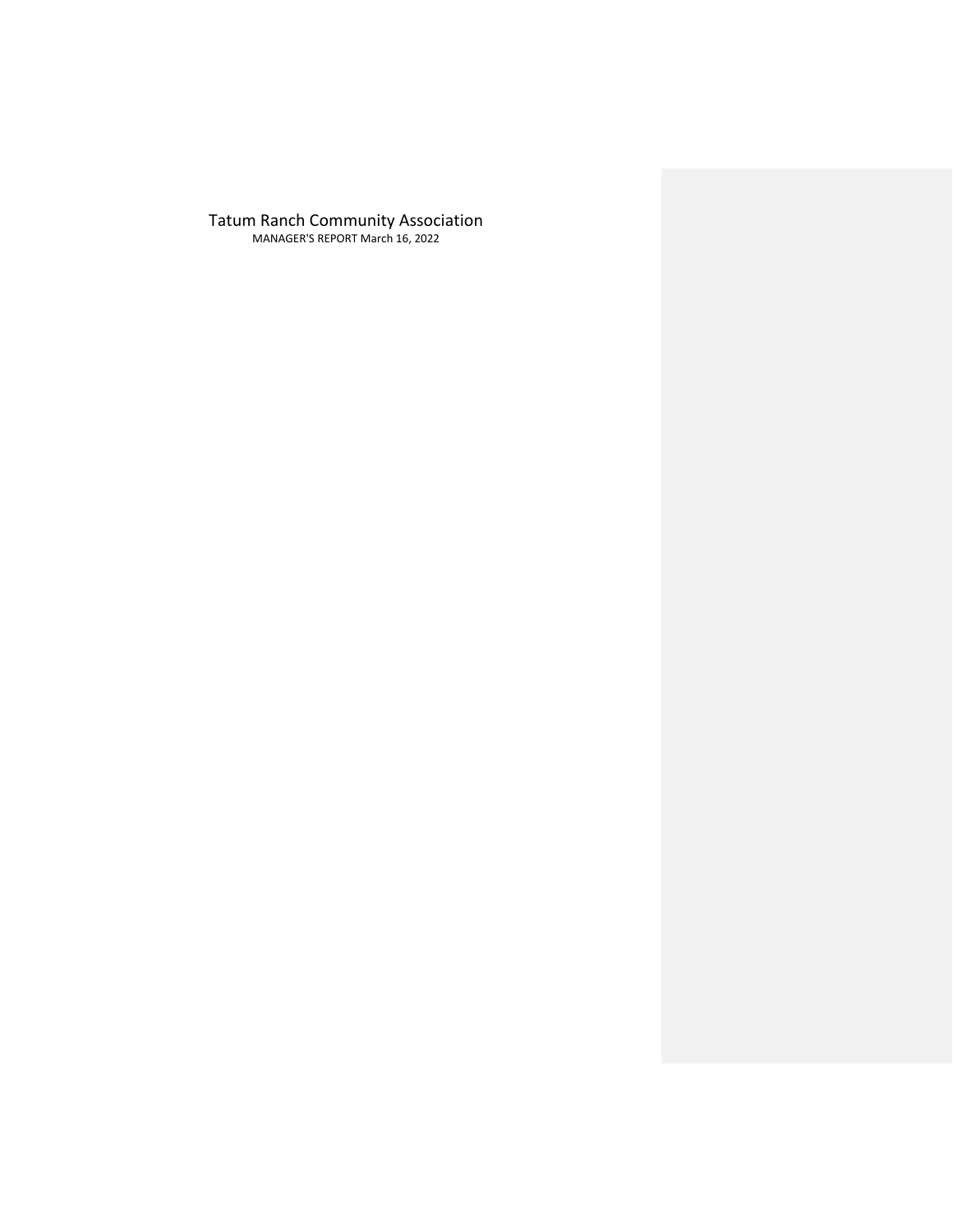Tatum Ranch Community Association

MANAGER'S REPORT March 16, 2022